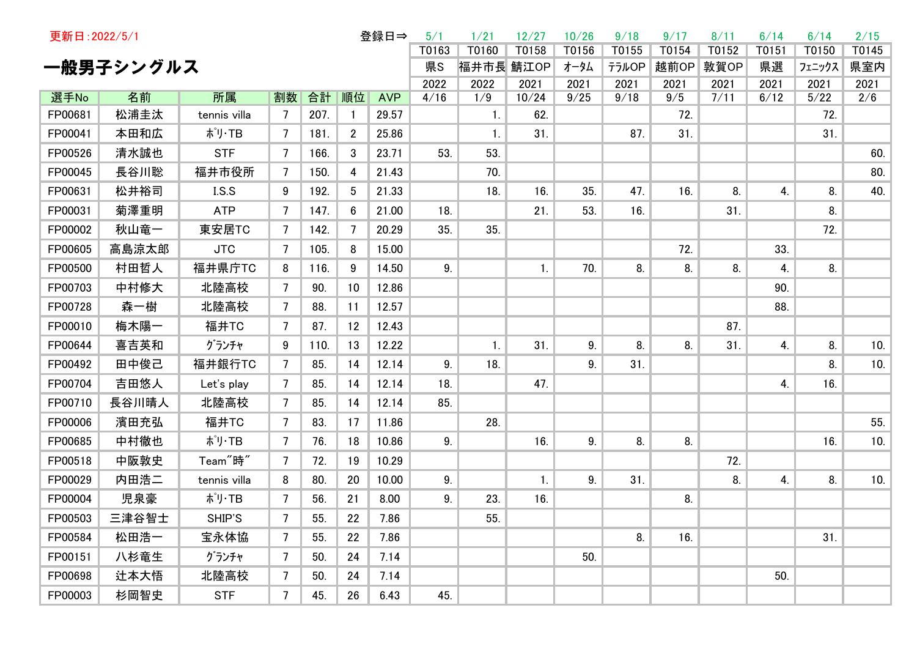更新日：2022/5/1

# 一般男子シングルス

| | | | | | | 登録日⇒ | 5/1 | 1/21 | 12/27 | 10/26 | 9/18 | 9/17 | 8/11 | 6/14 | 6/14 | 2/15 |
|---|---|---|---|---|---|---|---|---|---|---|---|---|---|---|---|---|
| | | | | | | | T0163 | T0160 | T0158 | T0156 | T0155 | T0154 | T0152 | T0151 | T0150 | T0145 |
| | | | | | | | 県S | 福井市長 | 鯖江OP | オータム | テラルOP | 越前OP | 敦賀OP | 県選 | フェニックス | 県室内 |
| | | | | | | | 2022 | 2022 | 2021 | 2021 | 2021 | 2021 | 2021 | 2021 | 2021 | 2021 |
| 選手No | 名前 | 所属 | 割数 | 合計 | 順位 | AVP | 4/16 | 1/9 | 10/24 | 9/25 | 9/18 | 9/5 | 7/11 | 6/12 | 5/22 | 2/6 |
| FP00681 | 松浦圭汰 | tennis villa | 7 | 207. | 1 | 29.57 | | 1. | 62. | | | 72. | | | 72. | |
| FP00041 | 本田和広 | ポリ･TB | 7 | 181. | 2 | 25.86 | | 1. | 31. | | 87. | 31. | | | 31. | |
| FP00526 | 清水誠也 | STF | 7 | 166. | 3 | 23.71 | 53. | 53. | | | | | | | | 60. |
| FP00045 | 長谷川聡 | 福井市役所 | 7 | 150. | 4 | 21.43 | | 70. | | | | | | | | 80. |
| FP00631 | 松井裕司 | I.S.S | 9 | 192. | 5 | 21.33 | | 18. | 16. | 35. | 47. | 16. | 8. | 4. | 8. | 40. |
| FP00031 | 菊澤重明 | ATP | 7 | 147. | 6 | 21.00 | 18. | | 21. | 53. | 16. | | 31. | | 8. | |
| FP00002 | 秋山竜一 | 東安居TC | 7 | 142. | 7 | 20.29 | 35. | 35. | | | | | | | 72. | |
| FP00605 | 高島涼太郎 | JTC | 7 | 105. | 8 | 15.00 | | | | | | 72. | | 33. | | |
| FP00500 | 村田哲人 | 福井県庁TC | 8 | 116. | 9 | 14.50 | 9. | | 1. | 70. | 8. | 8. | 8. | 4. | 8. | |
| FP00703 | 中村修大 | 北陸高校 | 7 | 90. | 10 | 12.86 | | | | | | | | 90. | | |
| FP00728 | 森一樹 | 北陸高校 | 7 | 88. | 11 | 12.57 | | | | | | | | 88. | | |
| FP00010 | 梅木陽一 | 福井TC | 7 | 87. | 12 | 12.43 | | | | | | | 87. | | | |
| FP00644 | 喜吉英和 | ｸﾞﾗﾝﾁｬ | 9 | 110. | 13 | 12.22 | | 1. | 31. | 9. | 8. | 8. | 31. | 4. | 8. | 10. |
| FP00492 | 田中俊己 | 福井銀行TC | 7 | 85. | 14 | 12.14 | 9. | 18. | | 9. | 31. | | | | 8. | 10. |
| FP00704 | 吉田悠人 | Let's play | 7 | 85. | 14 | 12.14 | 18. | | 47. | | | | | 4. | 16. | |
| FP00710 | 長谷川晴人 | 北陸高校 | 7 | 85. | 14 | 12.14 | 85. | | | | | | | | | |
| FP00006 | 濱田充弘 | 福井TC | 7 | 83. | 17 | 11.86 | | 28. | | | | | | | | 55. |
| FP00685 | 中村徹也 | ポリ･TB | 7 | 76. | 18 | 10.86 | 9. | | 16. | 9. | 8. | 8. | | | 16. | 10. |
| FP00518 | 中阪敦史 | Team″時″ | 7 | 72. | 19 | 10.29 | | | | | | | 72. | | | |
| FP00029 | 内田浩二 | tennis villa | 8 | 80. | 20 | 10.00 | 9. | | 1. | 9. | 31. | | 8. | 4. | 8. | 10. |
| FP00004 | 児泉豪 | ポリ･TB | 7 | 56. | 21 | 8.00 | 9. | 23. | 16. | | | 8. | | | | |
| FP00503 | 三津谷智士 | SHIP'S | 7 | 55. | 22 | 7.86 | | 55. | | | | | | | | |
| FP00584 | 松田浩一 | 宝永体協 | 7 | 55. | 22 | 7.86 | | | | | 8. | 16. | | | 31. | |
| FP00151 | 八杉竜生 | ｸﾞﾗﾝﾁｬ | 7 | 50. | 24 | 7.14 | | | | 50. | | | | | | |
| FP00698 | 辻本大悟 | 北陸高校 | 7 | 50. | 24 | 7.14 | | | | | | | | 50. | | |
| FP00003 | 杉岡智史 | STF | 7 | 45. | 26 | 6.43 | 45. | | | | | | | | | |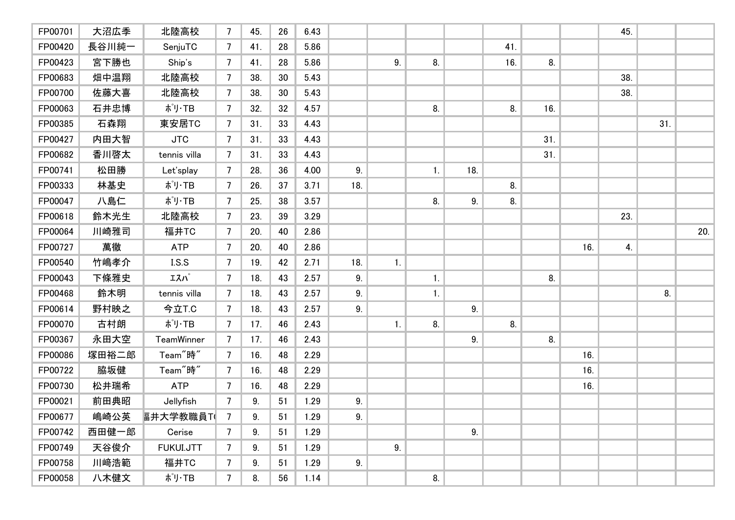| | | | | | | | | | | | | | | | | |
|---|---|---|---|---|---|---|---|---|---|---|---|---|---|---|---|---|
| FP00701 | 大沼広季 | 北陸高校 | 7 | 45. | 26 | 6.43 | | | | | | | | 45. | | |
| FP00420 | 長谷川純一 | SenjuTC | 7 | 41. | 28 | 5.86 | | | | | 41. | | | | | |
| FP00423 | 宮下勝也 | Ship's | 7 | 41. | 28 | 5.86 | | 9. | 8. | | 16. | 8. | | | | |
| FP00683 | 畑中温翔 | 北陸高校 | 7 | 38. | 30 | 5.43 | | | | | | | | 38. | | |
| FP00700 | 佐藤大喜 | 北陸高校 | 7 | 38. | 30 | 5.43 | | | | | | | | 38. | | |
| FP00063 | 石井忠博 | ﾎﾟﾘ･TB | 7 | 32. | 32 | 4.57 | | | 8. | | 8. | 16. | | | | |
| FP00385 | 石森翔 | 東安居TC | 7 | 31. | 33 | 4.43 | | | | | | | | | 31. | |
| FP00427 | 内田大智 | JTC | 7 | 31. | 33 | 4.43 | | | | | | 31. | | | | |
| FP00682 | 香川啓太 | tennis villa | 7 | 31. | 33 | 4.43 | | | | | | 31. | | | | |
| FP00741 | 松田勝 | Let'splay | 7 | 28. | 36 | 4.00 | 9. | | 1. | 18. | | | | | | |
| FP00333 | 林基史 | ﾎﾟﾘ･TB | 7 | 26. | 37 | 3.71 | 18. | | | | 8. | | | | | |
| FP00047 | 八島仁 | ﾎﾟﾘ･TB | 7 | 25. | 38 | 3.57 | | | 8. | 9. | 8. | | | | | |
| FP00618 | 鈴木光生 | 北陸高校 | 7 | 23. | 39 | 3.29 | | | | | | | | 23. | | |
| FP00064 | 川崎雅司 | 福井TC | 7 | 20. | 40 | 2.86 | | | | | | | | | | 20. |
| FP00727 | 萬徹 | ATP | 7 | 20. | 40 | 2.86 | | | | | | | 16. | 4. | | |
| FP00540 | 竹嶋孝介 | I.S.S | 7 | 19. | 42 | 2.71 | 18. | 1. | | | | | | | | |
| FP00043 | 下條雅史 | ｴｽﾊﾟ | 7 | 18. | 43 | 2.57 | 9. | | 1. | | | 8. | | | | |
| FP00468 | 鈴木明 | tennis villa | 7 | 18. | 43 | 2.57 | 9. | | 1. | | | | | | 8. | |
| FP00614 | 野村映之 | 今立T.C | 7 | 18. | 43 | 2.57 | 9. | | | 9. | | | | | | |
| FP00070 | 古村朗 | ﾎﾟﾘ･TB | 7 | 17. | 46 | 2.43 | | 1. | 8. | | 8. | | | | | |
| FP00367 | 永田大空 | TeamWinner | 7 | 17. | 46 | 2.43 | | | | 9. | | 8. | | | | |
| FP00086 | 塚田裕二郎 | Team"時" | 7 | 16. | 48 | 2.29 | | | | | | | 16. | | | |
| FP00722 | 脇坂健 | Team"時" | 7 | 16. | 48 | 2.29 | | | | | | | 16. | | | |
| FP00730 | 松井瑞希 | ATP | 7 | 16. | 48 | 2.29 | | | | | | | 16. | | | |
| FP00021 | 前田典昭 | Jellyfish | 7 | 9. | 51 | 1.29 | 9. | | | | | | | | | |
| FP00677 | 嶋崎公英 | 福井大学教職員TC | 7 | 9. | 51 | 1.29 | 9. | | | | | | | | | |
| FP00742 | 西田健一郎 | Cerise | 7 | 9. | 51 | 1.29 | | | | 9. | | | | | | |
| FP00749 | 天谷俊介 | FUKUI.JTT | 7 | 9. | 51 | 1.29 | | 9. | | | | | | | | |
| FP00758 | 川崎浩範 | 福井TC | 7 | 9. | 51 | 1.29 | 9. | | | | | | | | | |
| FP00058 | 八木健文 | ﾎﾟﾘ･TB | 7 | 8. | 56 | 1.14 | | | 8. | | | | | | | |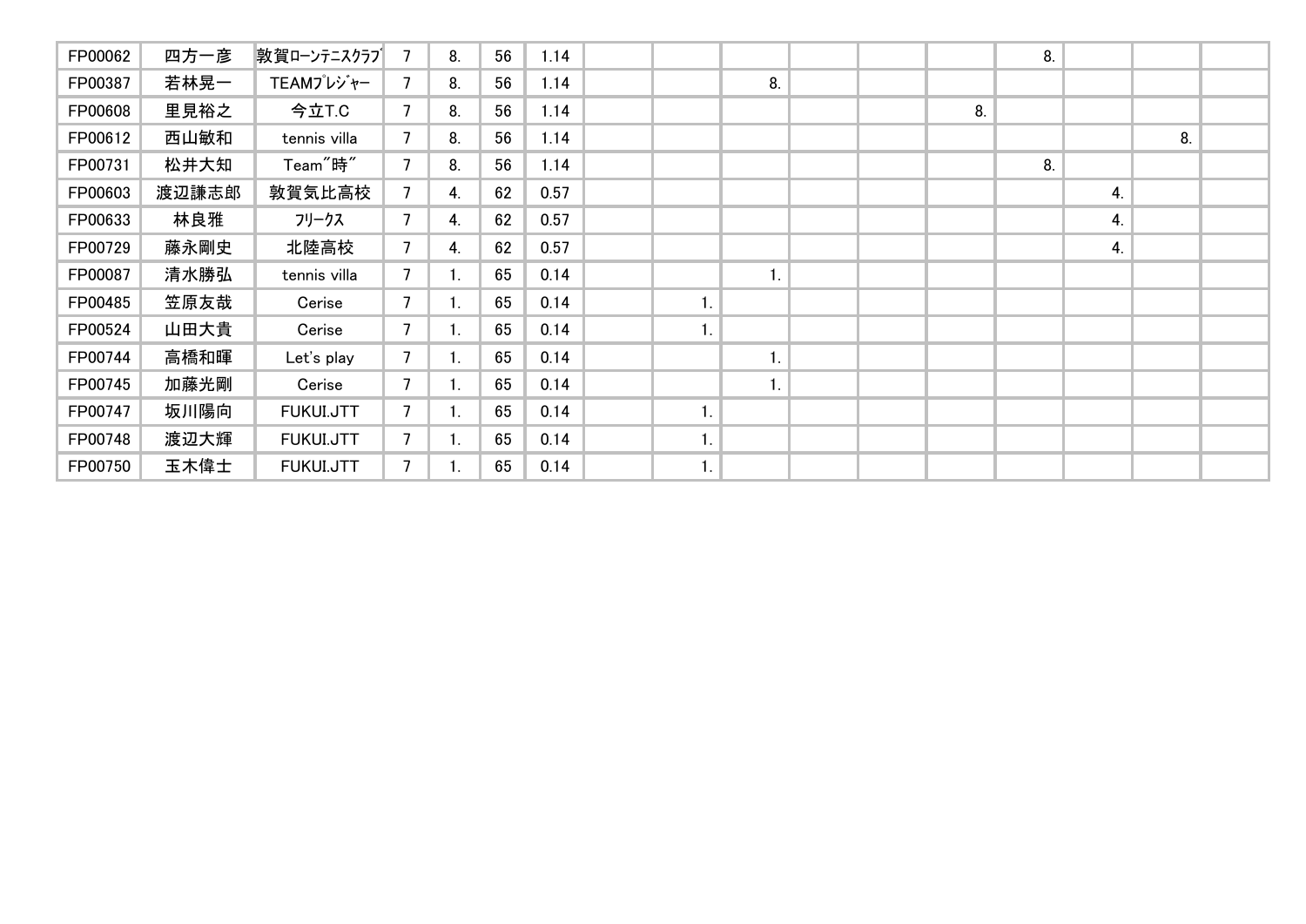| | | | | | | | | | | | | | | | | |
|---|---|---|---|---|---|---|---|---|---|---|---|---|---|---|---|---|
| FP00062 | 四方一彦 | 敦賀ﾛｰﾝﾃﾆｽｸﾗﾌﾞ | 7 | 8. | 56 | 1.14 | | | | | | | 8. | | | |
| FP00387 | 若林晃一 | TEAMﾌﾟﾚｼﾞｬｰ | 7 | 8. | 56 | 1.14 | | | 8. | | | | | | | |
| FP00608 | 里見裕之 | 今立T.C | 7 | 8. | 56 | 1.14 | | | | | | 8. | | | | |
| FP00612 | 西山敏和 | tennis villa | 7 | 8. | 56 | 1.14 | | | | | | | | | 8. | |
| FP00731 | 松井大知 | Team"時" | 7 | 8. | 56 | 1.14 | | | | | | | 8. | | | |
| FP00603 | 渡辺謙志郎 | 敦賀気比高校 | 7 | 4. | 62 | 0.57 | | | | | | | | 4. | | |
| FP00633 | 林良雅 | ﾌﾘｰｸｽ | 7 | 4. | 62 | 0.57 | | | | | | | | 4. | | |
| FP00729 | 藤永剛史 | 北陸高校 | 7 | 4. | 62 | 0.57 | | | | | | | | 4. | | |
| FP00087 | 清水勝弘 | tennis villa | 7 | 1. | 65 | 0.14 | | | 1. | | | | | | | |
| FP00485 | 笠原友哉 | Cerise | 7 | 1. | 65 | 0.14 | | 1. | | | | | | | | |
| FP00524 | 山田大貴 | Cerise | 7 | 1. | 65 | 0.14 | | 1. | | | | | | | | |
| FP00744 | 高橋和暉 | Let's play | 7 | 1. | 65 | 0.14 | | | 1. | | | | | | | |
| FP00745 | 加藤光剛 | Cerise | 7 | 1. | 65 | 0.14 | | | 1. | | | | | | | |
| FP00747 | 坂川陽向 | FUKUI.JTT | 7 | 1. | 65 | 0.14 | | 1. | | | | | | | | |
| FP00748 | 渡辺大輝 | FUKUI.JTT | 7 | 1. | 65 | 0.14 | | 1. | | | | | | | | |
| FP00750 | 玉木偉士 | FUKUI.JTT | 7 | 1. | 65 | 0.14 | | 1. | | | | | | | | |